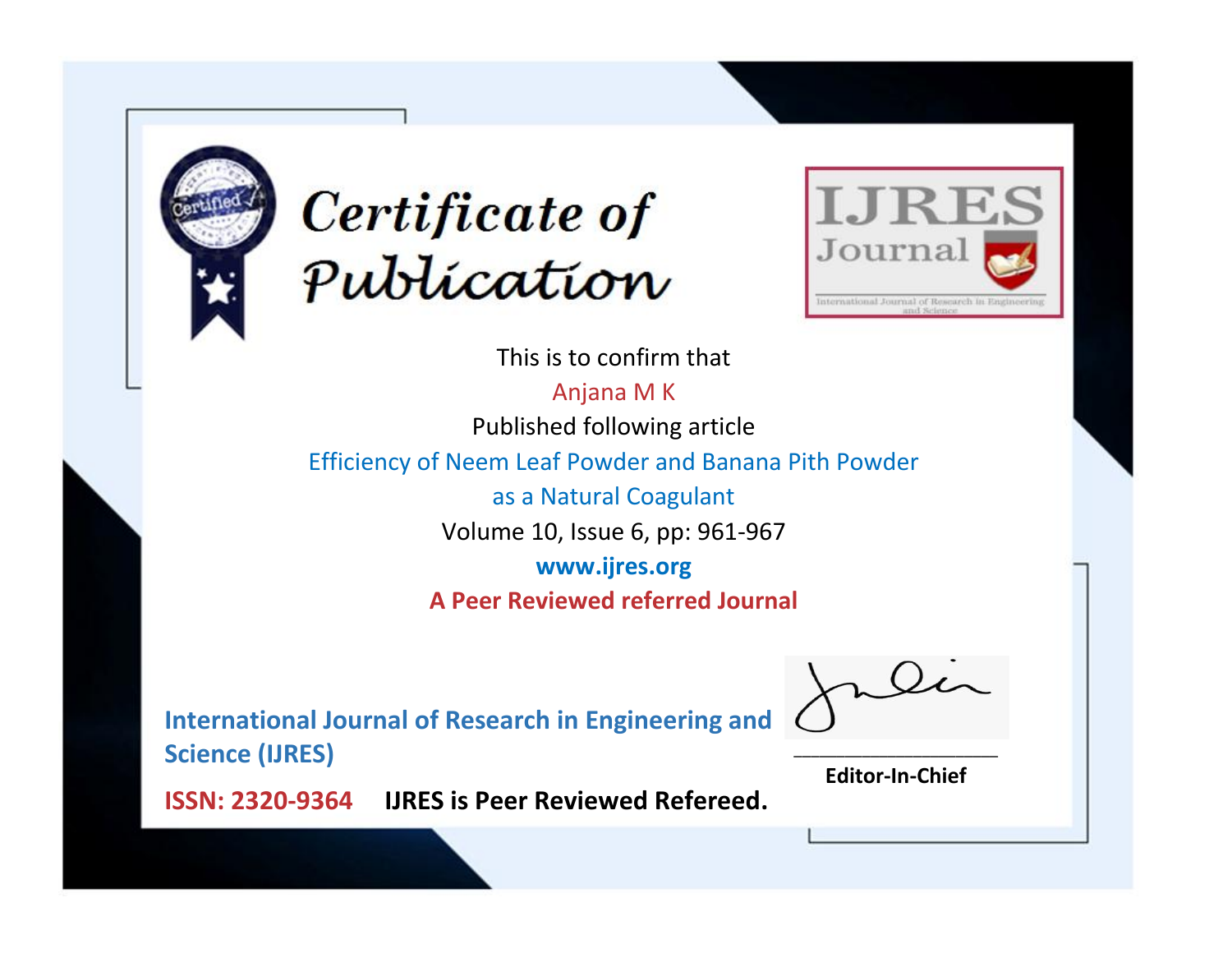# Certificate of Publication

**IJRES Journal**

International Journal of Research in Engineering and Science

This is to confirm that

Anjana M K

Published following article

Efficiency of Neem Leaf Powder and Banana Pith Powder as a Natural Coagulant

Volume 10, Issue 6, pp: 961-967

**www.ijres.org**

**A Peer Reviewed referred Journal**

**International Journal of Research in Engineering and Science (IJRES)**

**ISSN: 2320-9364** **IJRES is Peer Reviewed Refereed.**

**Editor-In-Chief**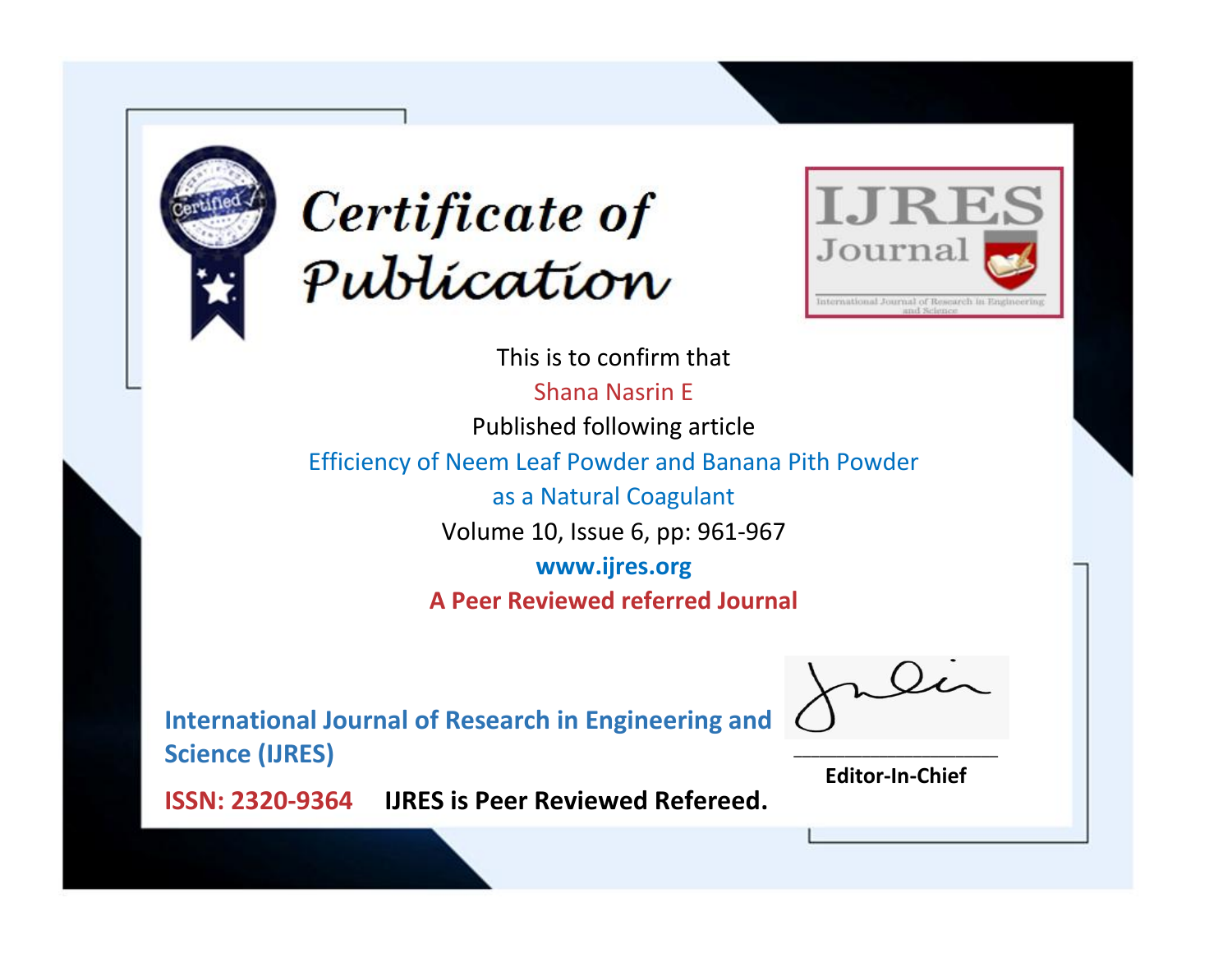# Certificate of Publication

**IJRES Journal**

International Journal of Research in Engineering and Science

This is to confirm that

Shana Nasrin E

Published following article

Efficiency of Neem Leaf Powder and Banana Pith Powder as a Natural Coagulant

Volume 10, Issue 6, pp: 961-967

**www.ijres.org**

**A Peer Reviewed referred Journal**

**International Journal of Research in Engineering and Science (IJRES)**

**ISSN: 2320-9364** **IJRES is Peer Reviewed Refereed.**

**Editor-In-Chief**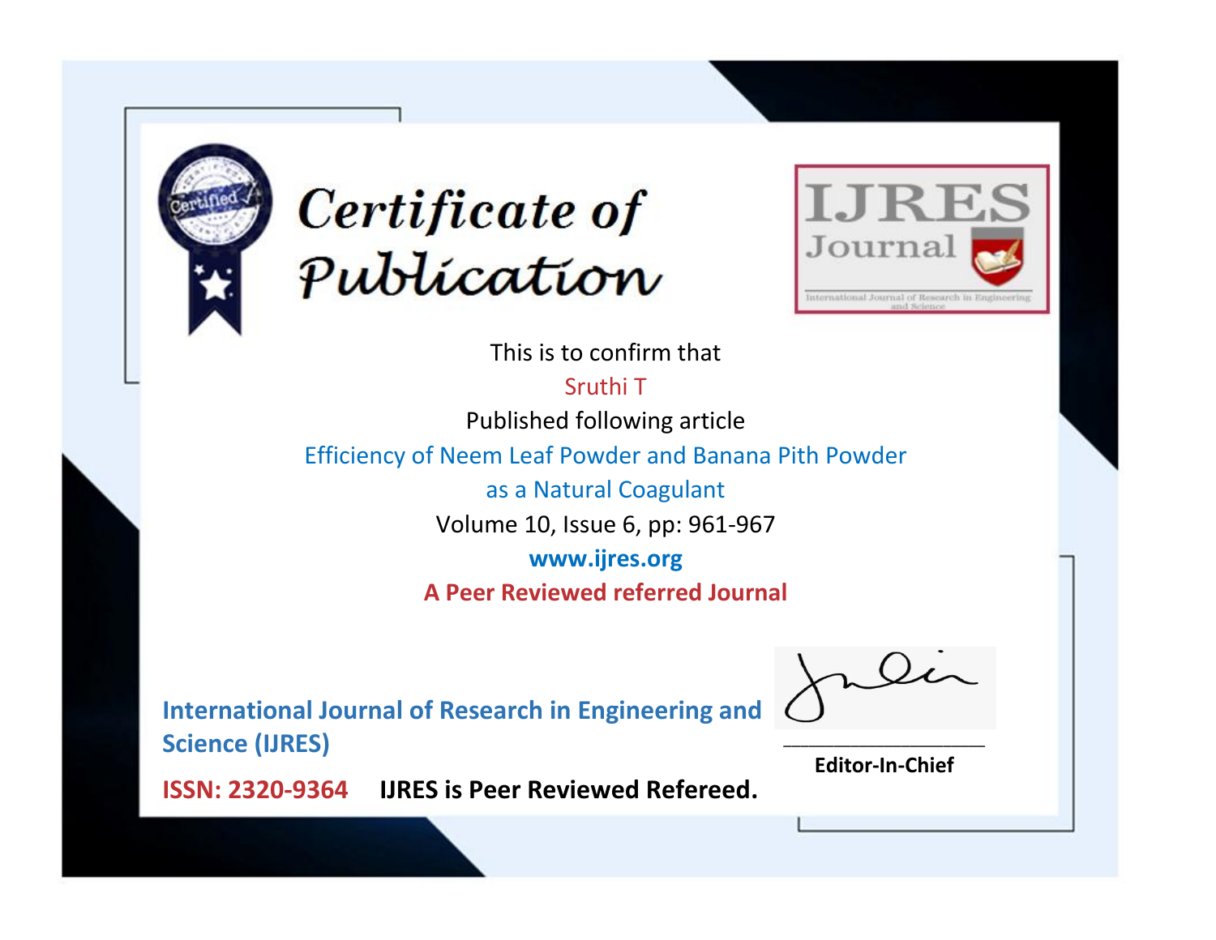# Certificate of Publication

**IJRES Journal**

International Journal of Research in Engineering and Science

This is to confirm that

Sruthi T

Published following article

Efficiency of Neem Leaf Powder and Banana Pith Powder as a Natural Coagulant

Volume 10, Issue 6, pp: 961-967

**www.ijres.org**

**A Peer Reviewed referred Journal**

**International Journal of Research in Engineering and Science (IJRES)**

**ISSN: 2320-9364** **IJRES is Peer Reviewed Refereed.**

**Editor-In-Chief**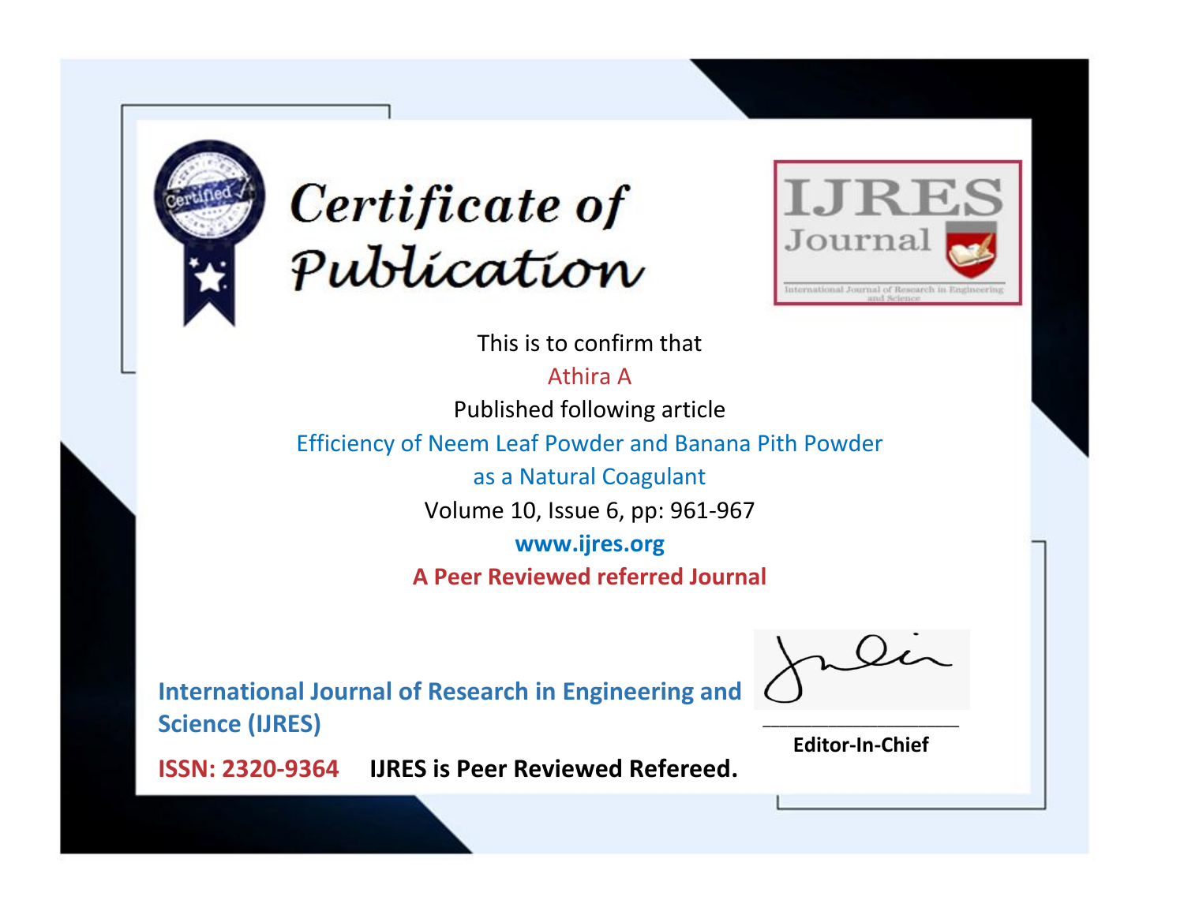# Certificate of Publication

**IJRES Journal**

International Journal of Research in Engineering and Science

This is to confirm that

Athira A

Published following article

Efficiency of Neem Leaf Powder and Banana Pith Powder as a Natural Coagulant

Volume 10, Issue 6, pp: 961-967

**www.ijres.org**

**A Peer Reviewed referred Journal**

**International Journal of Research in Engineering and Science (IJRES)**

**ISSN: 2320-9364** **IJRES is Peer Reviewed Refereed.**

**Editor-In-Chief**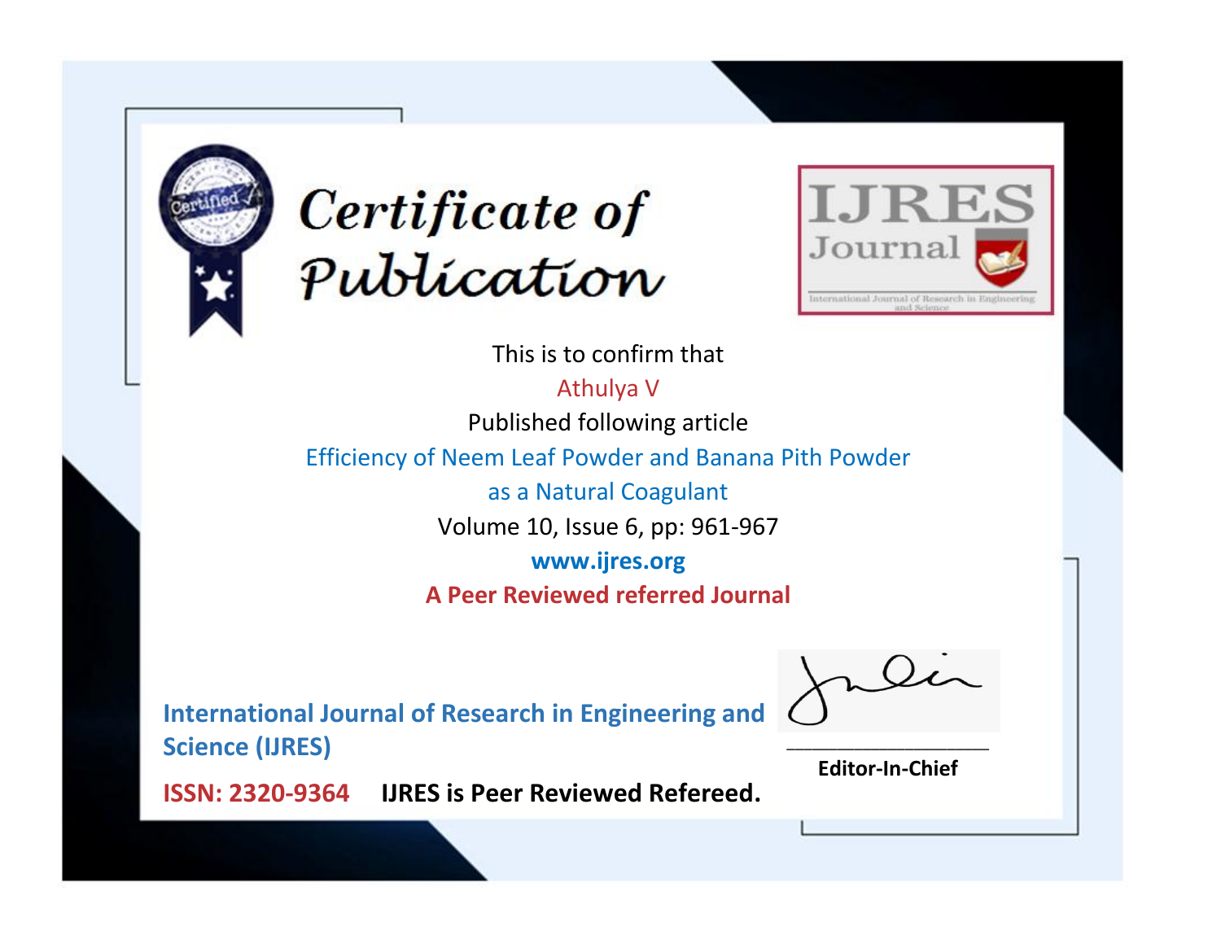# Certificate of Publication

IJRES Journal

International Journal of Research in Engineering and Science

This is to confirm that

Athulya V

Published following article

Efficiency of Neem Leaf Powder and Banana Pith Powder as a Natural Coagulant

Volume 10, Issue 6, pp: 961-967

**www.ijres.org**

**A Peer Reviewed referred Journal**

**International Journal of Research in Engineering and Science (IJRES)**

**ISSN: 2320-9364** **IJRES is Peer Reviewed Refereed.**

**Editor-In-Chief**